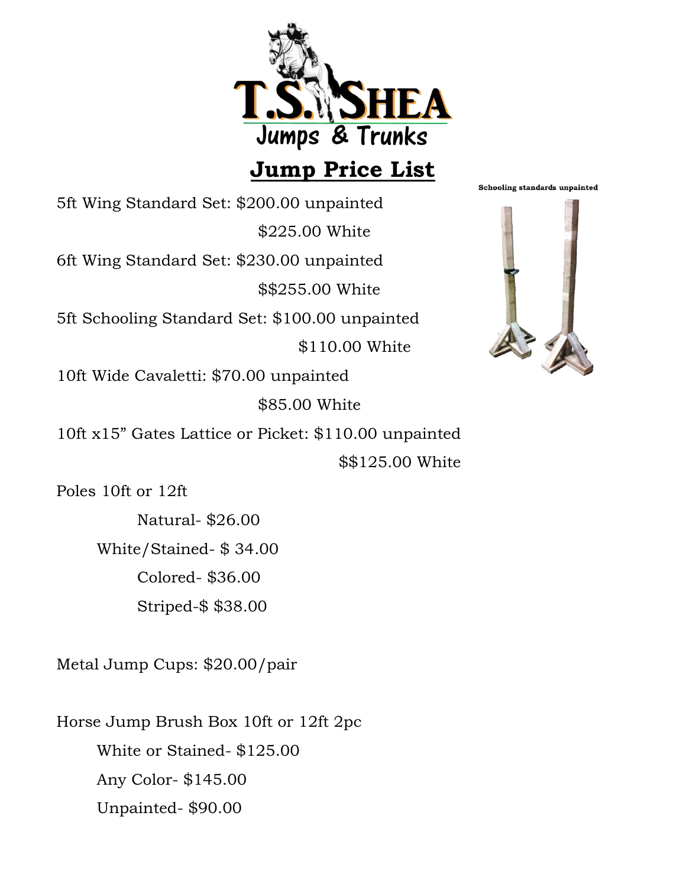T.S. SHEA

Jumps & Trunks

# Jump Price List

Schooling standards unpainted

5ft Wing Standard Set: $200.00 unpainted

$225.00 White

6ft Wing Standard Set: $230.00 unpainted

$$255.00 White

5ft Schooling Standard Set: $100.00 unpainted

$110.00 White

10ft Wide Cavaletti: $70.00 unpainted

$85.00 White

10ft x15" Gates Lattice or Picket: $110.00 unpainted

$$125.00 White

Poles 10ft or 12ft

- Natural- $26.00
- White/Stained- $ 34.00
- Colored- $36.00
- Striped-$ $38.00

Metal Jump Cups: $20.00/pair

Horse Jump Brush Box 10ft or 12ft 2pc

- White or Stained- $125.00
- Any Color- $145.00
- Unpainted- $90.00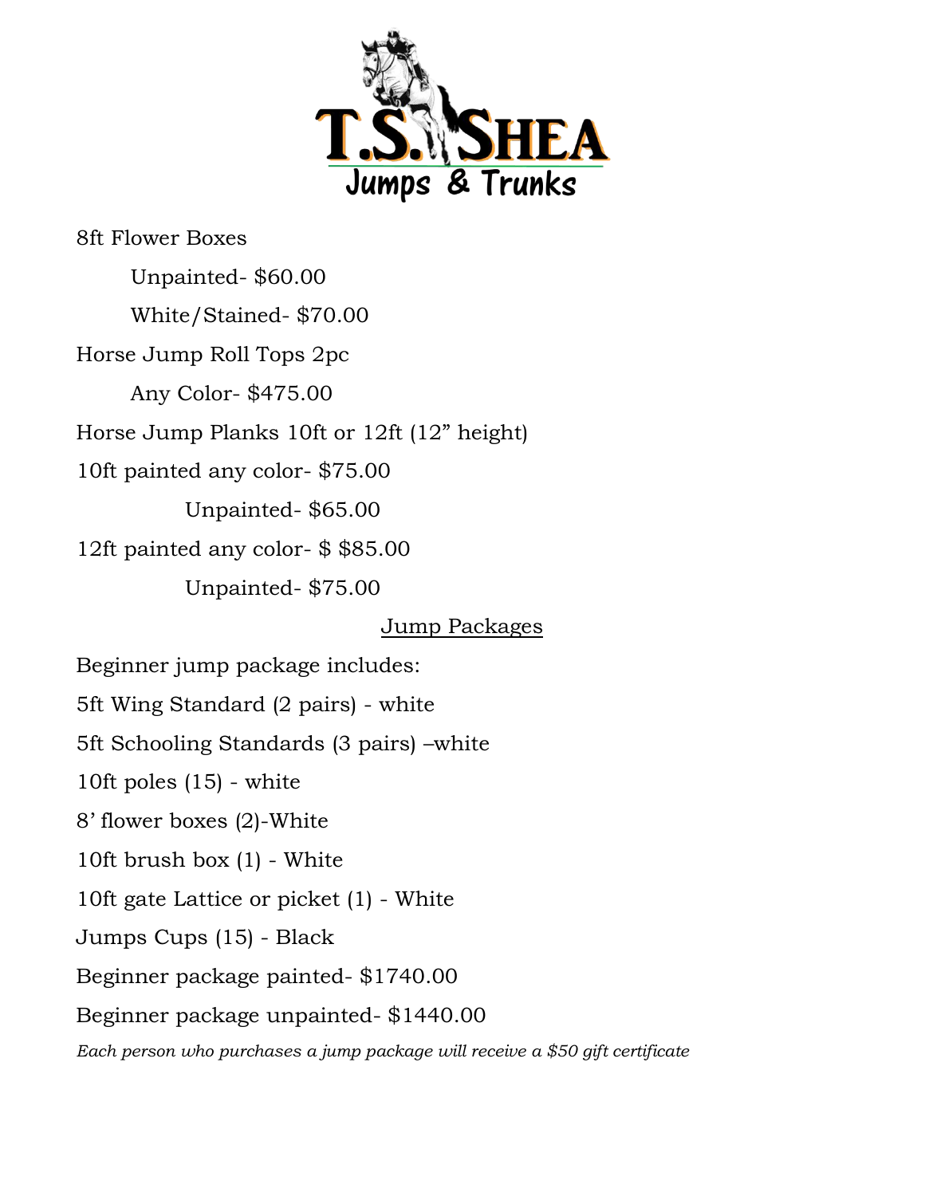T.S. SHEA Jumps & Trunks

8ft Flower Boxes

Unpainted- $60.00

White/Stained- $70.00

Horse Jump Roll Tops 2pc

Any Color- $475.00

Horse Jump Planks 10ft or 12ft (12" height)

10ft painted any color- $75.00

Unpainted- $65.00

12ft painted any color- $ $85.00

Unpainted- $75.00

## Jump Packages

Beginner jump package includes:

5ft Wing Standard (2 pairs) - white

5ft Schooling Standards (3 pairs) –white

10ft poles (15) - white

8' flower boxes (2)-White

10ft brush box (1) - White

10ft gate Lattice or picket (1) - White

Jumps Cups (15) - Black

Beginner package painted- $1740.00

Beginner package unpainted- $1440.00

*Each person who purchases a jump package will receive a $50 gift certificate*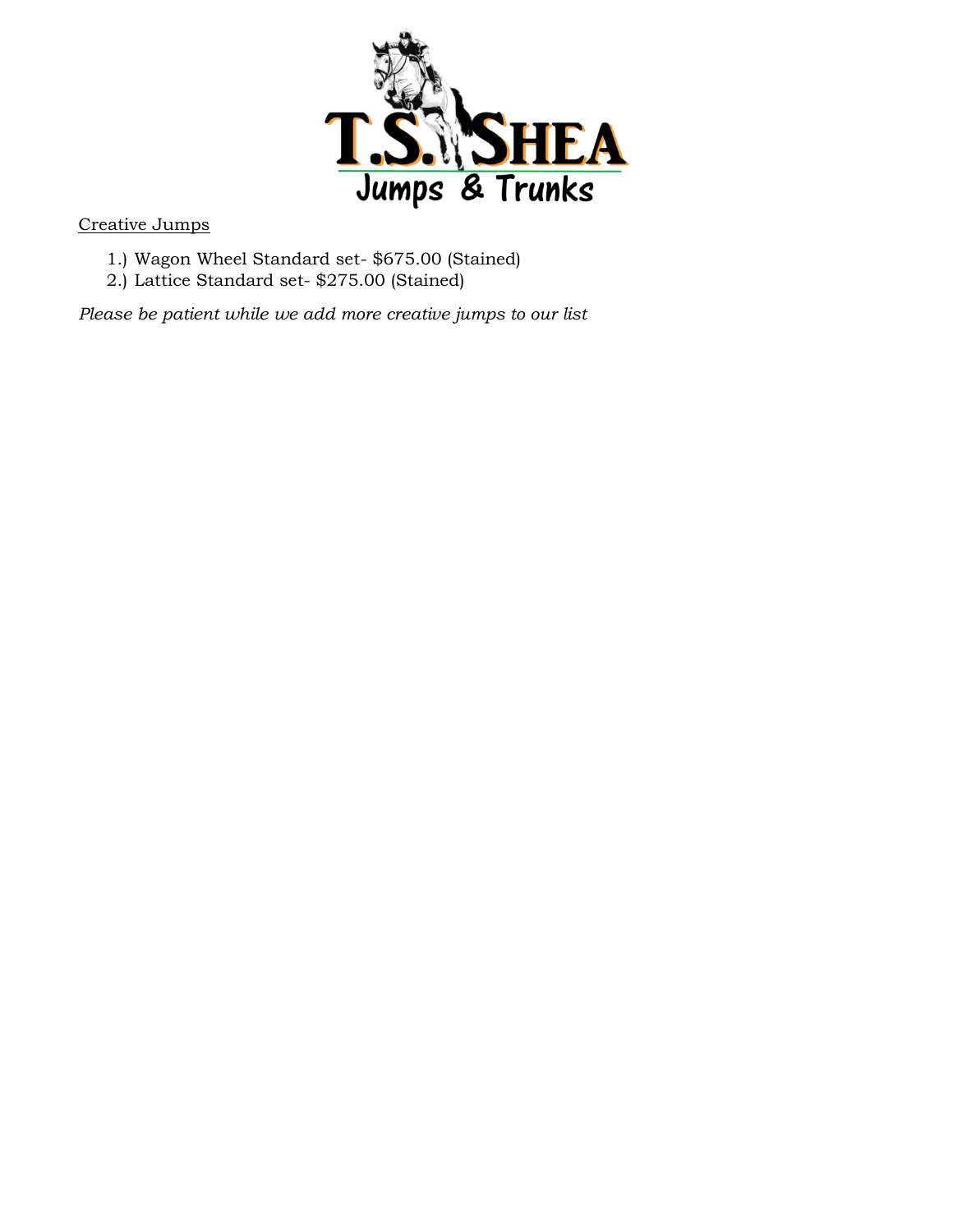T.S. SHEA
Jumps & Trunks

<u>Creative Jumps</u>

1.) Wagon Wheel Standard set- $675.00 (Stained)
2.) Lattice Standard set- $275.00 (Stained)

*Please be patient while we add more creative jumps to our list*